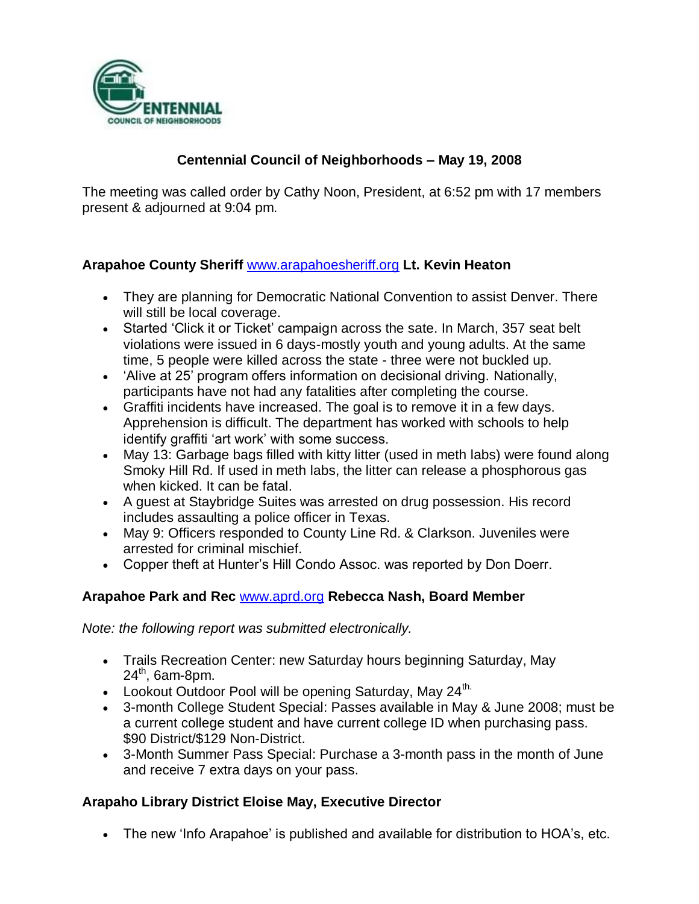# Centennial Council of Neighborhoods – May 19, 2008

The meeting was called order by Cathy Noon, President, at 6:52 pm with 17 members present & adjourned at 9:04 pm.

**Arapahoe County Sheriff** www.arapahoesheriff.org **Lt. Kevin Heaton**

- They are planning for Democratic National Convention to assist Denver. There will still be local coverage.
- Started 'Click it or Ticket' campaign across the sate. In March, 357 seat belt violations were issued in 6 days-mostly youth and young adults. At the same time, 5 people were killed across the state - three were not buckled up.
- 'Alive at 25' program offers information on decisional driving. Nationally, participants have not had any fatalities after completing the course.
- Graffiti incidents have increased. The goal is to remove it in a few days. Apprehension is difficult. The department has worked with schools to help identify graffiti 'art work' with some success.
- May 13: Garbage bags filled with kitty litter (used in meth labs) were found along Smoky Hill Rd. If used in meth labs, the litter can release a phosphorous gas when kicked. It can be fatal.
- A guest at Staybridge Suites was arrested on drug possession. His record includes assaulting a police officer in Texas.
- May 9: Officers responded to County Line Rd. & Clarkson. Juveniles were arrested for criminal mischief.
- Copper theft at Hunter's Hill Condo Assoc. was reported by Don Doerr.

**Arapahoe Park and Rec** www.aprd.org **Rebecca Nash, Board Member**

*Note: the following report was submitted electronically.*

- Trails Recreation Center: new Saturday hours beginning Saturday, May 24th, 6am-8pm.
- Lookout Outdoor Pool will be opening Saturday, May 24th.
- 3-month College Student Special: Passes available in May & June 2008; must be a current college student and have current college ID when purchasing pass. $90 District/$129 Non-District.
- 3-Month Summer Pass Special: Purchase a 3-month pass in the month of June and receive 7 extra days on your pass.

**Arapaho Library District Eloise May, Executive Director**

- The new 'Info Arapahoe' is published and available for distribution to HOA's, etc.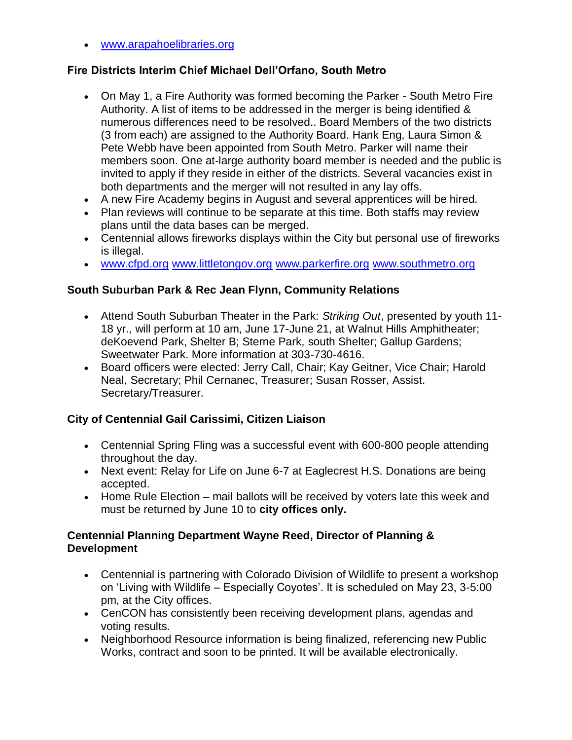- www.arapahoelibraries.org

**Fire Districts Interim Chief Michael Dell'Orfano, South Metro**

- On May 1, a Fire Authority was formed becoming the Parker - South Metro Fire Authority. A list of items to be addressed in the merger is being identified & numerous differences need to be resolved.. Board Members of the two districts (3 from each) are assigned to the Authority Board. Hank Eng, Laura Simon & Pete Webb have been appointed from South Metro. Parker will name their members soon. One at-large authority board member is needed and the public is invited to apply if they reside in either of the districts. Several vacancies exist in both departments and the merger will not resulted in any lay offs.
- A new Fire Academy begins in August and several apprentices will be hired.
- Plan reviews will continue to be separate at this time. Both staffs may review plans until the data bases can be merged.
- Centennial allows fireworks displays within the City but personal use of fireworks is illegal.
- www.cfpd.org www.littletongov.org www.parkerfire.org www.southmetro.org

**South Suburban Park & Rec Jean Flynn, Community Relations**

- Attend South Suburban Theater in the Park: *Striking Out*, presented by youth 11-18 yr., will perform at 10 am, June 17-June 21, at Walnut Hills Amphitheater; deKoevend Park, Shelter B; Sterne Park, south Shelter; Gallup Gardens; Sweetwater Park. More information at 303-730-4616.
- Board officers were elected: Jerry Call, Chair; Kay Geitner, Vice Chair; Harold Neal, Secretary; Phil Cernanec, Treasurer; Susan Rosser, Assist. Secretary/Treasurer.

**City of Centennial Gail Carissimi, Citizen Liaison**

- Centennial Spring Fling was a successful event with 600-800 people attending throughout the day.
- Next event: Relay for Life on June 6-7 at Eaglecrest H.S. Donations are being accepted.
- Home Rule Election – mail ballots will be received by voters late this week and must be returned by June 10 to **city offices only.**

**Centennial Planning Department Wayne Reed, Director of Planning & Development**

- Centennial is partnering with Colorado Division of Wildlife to present a workshop on 'Living with Wildlife – Especially Coyotes'. It is scheduled on May 23, 3-5:00 pm, at the City offices.
- CenCON has consistently been receiving development plans, agendas and voting results.
- Neighborhood Resource information is being finalized, referencing new Public Works, contract and soon to be printed. It will be available electronically.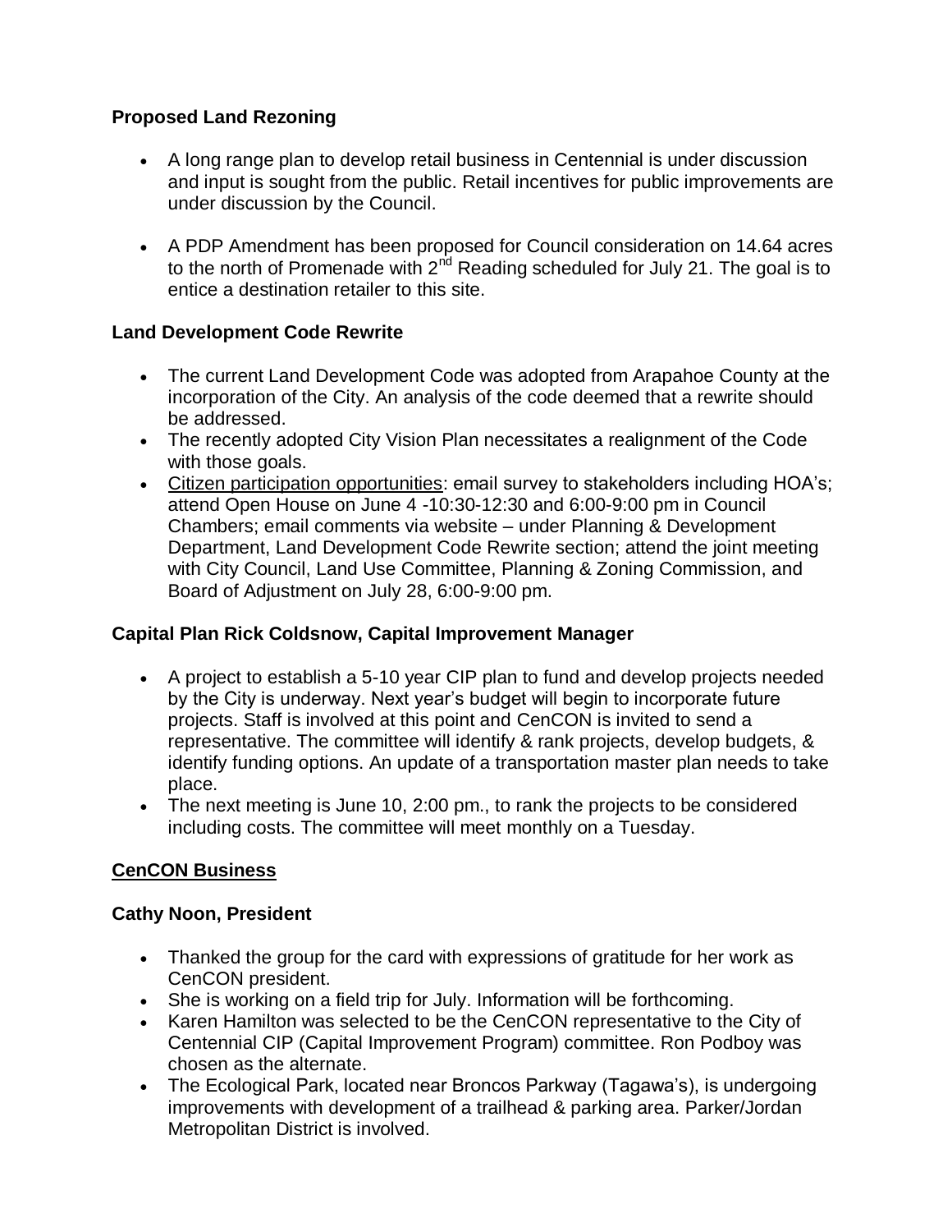**Proposed Land Rezoning**

- A long range plan to develop retail business in Centennial is under discussion and input is sought from the public. Retail incentives for public improvements are under discussion by the Council.

- A PDP Amendment has been proposed for Council consideration on 14.64 acres to the north of Promenade with 2nd Reading scheduled for July 21. The goal is to entice a destination retailer to this site.

**Land Development Code Rewrite**

- The current Land Development Code was adopted from Arapahoe County at the incorporation of the City. An analysis of the code deemed that a rewrite should be addressed.
- The recently adopted City Vision Plan necessitates a realignment of the Code with those goals.
- <u>Citizen participation opportunities</u>: email survey to stakeholders including HOA's; attend Open House on June 4 -10:30-12:30 and 6:00-9:00 pm in Council Chambers; email comments via website – under Planning & Development Department, Land Development Code Rewrite section; attend the joint meeting with City Council, Land Use Committee, Planning & Zoning Commission, and Board of Adjustment on July 28, 6:00-9:00 pm.

**Capital Plan Rick Coldsnow, Capital Improvement Manager**

- A project to establish a 5-10 year CIP plan to fund and develop projects needed by the City is underway. Next year's budget will begin to incorporate future projects. Staff is involved at this point and CenCON is invited to send a representative. The committee will identify & rank projects, develop budgets, & identify funding options. An update of a transportation master plan needs to take place.
- The next meeting is June 10, 2:00 pm., to rank the projects to be considered including costs. The committee will meet monthly on a Tuesday.

**<u>CenCON Business</u>**

**Cathy Noon, President**

- Thanked the group for the card with expressions of gratitude for her work as CenCON president.
- She is working on a field trip for July. Information will be forthcoming.
- Karen Hamilton was selected to be the CenCON representative to the City of Centennial CIP (Capital Improvement Program) committee. Ron Podboy was chosen as the alternate.
- The Ecological Park, located near Broncos Parkway (Tagawa's), is undergoing improvements with development of a trailhead & parking area. Parker/Jordan Metropolitan District is involved.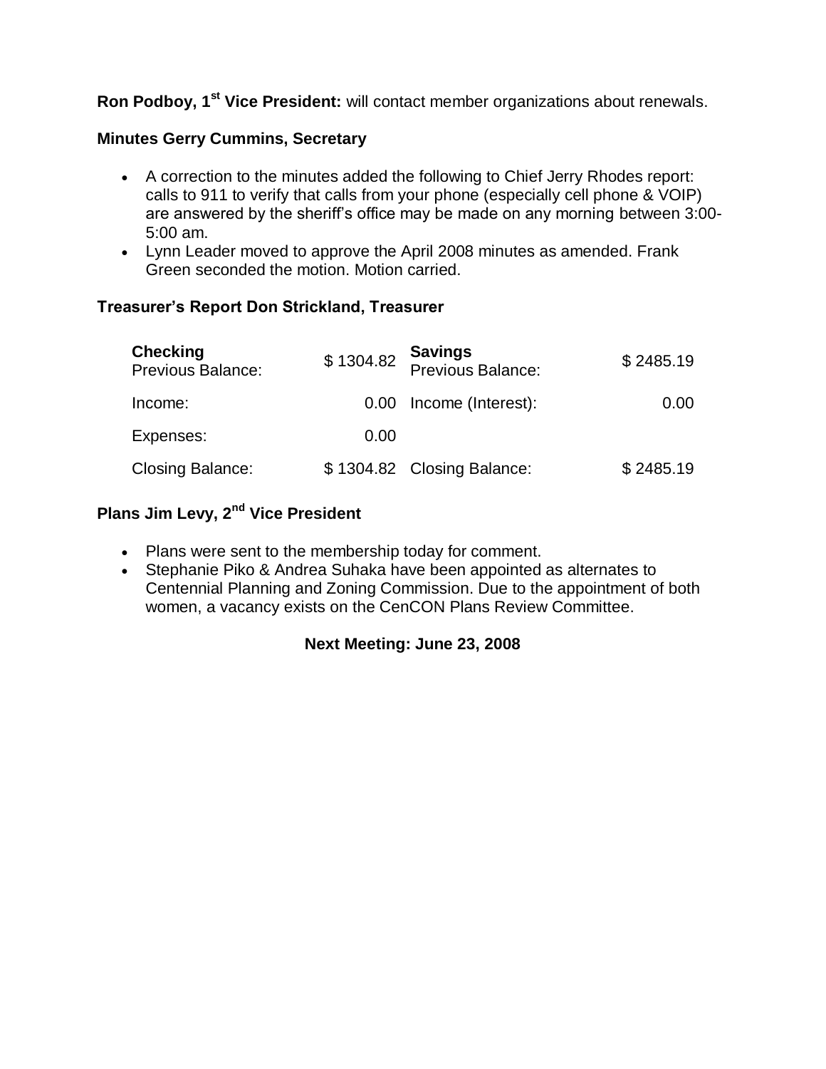**Ron Podboy, 1st Vice President:** will contact member organizations about renewals.

**Minutes Gerry Cummins, Secretary**

- A correction to the minutes added the following to Chief Jerry Rhodes report: calls to 911 to verify that calls from your phone (especially cell phone & VOIP) are answered by the sheriff's office may be made on any morning between 3:00-5:00 am.
- Lynn Leader moved to approve the April 2008 minutes as amended. Frank Green seconded the motion. Motion carried.

**Treasurer's Report Don Strickland, Treasurer**

| | | | |
|---|---|---|---|
| **Checking** Previous Balance: | $ 1304.82 | **Savings** Previous Balance: | $ 2485.19 |
| Income: | 0.00 | Income (Interest): | 0.00 |
| Expenses: | 0.00 | | |
| Closing Balance: | $ 1304.82 | Closing Balance: | $ 2485.19 |

**Plans Jim Levy, 2nd Vice President**

- Plans were sent to the membership today for comment.
- Stephanie Piko & Andrea Suhaka have been appointed as alternates to Centennial Planning and Zoning Commission. Due to the appointment of both women, a vacancy exists on the CenCON Plans Review Committee.

**Next Meeting: June 23, 2008**